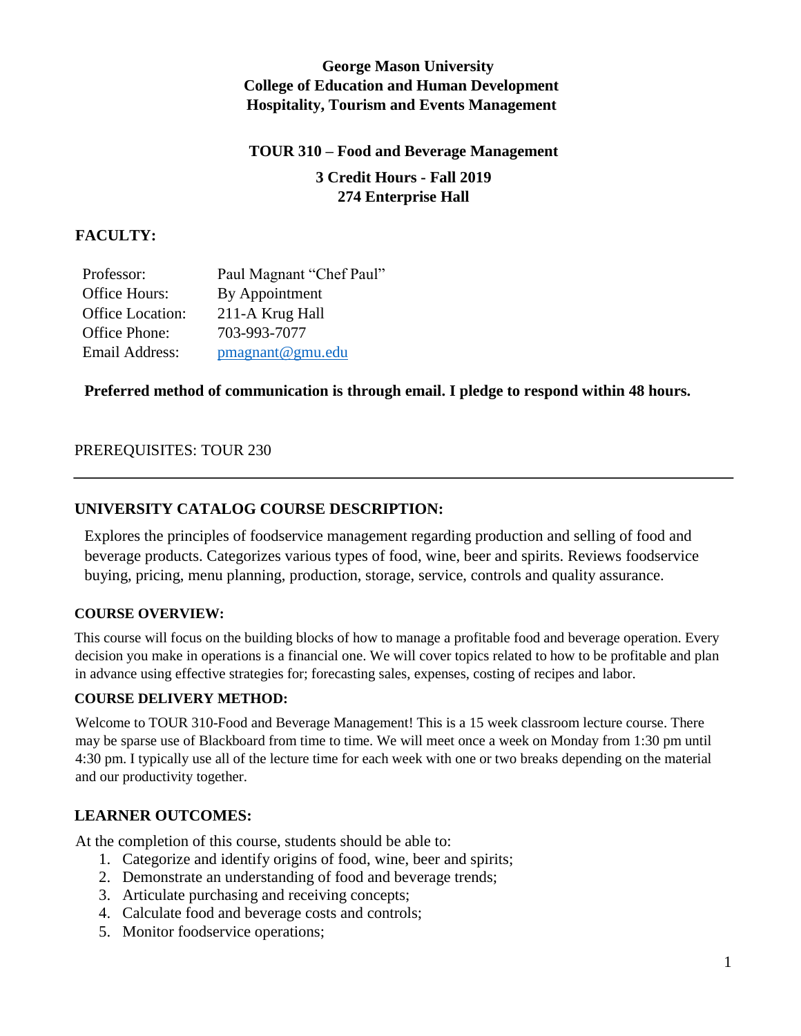**George Mason University**
**College of Education and Human Development**
**Hospitality, Tourism and Events Management**

**TOUR 310 – Food and Beverage Management**

**3 Credit Hours - Fall 2019**
**274 Enterprise Hall**

## FACULTY:

| | |
|---|---|
| Professor: | Paul Magnant "Chef Paul" |
| Office Hours: | By Appointment |
| Office Location: | 211-A Krug Hall |
| Office Phone: | 703-993-7077 |
| Email Address: | pmagnant@gmu.edu |

**Preferred method of communication is through email. I pledge to respond within 48 hours.**

PREREQUISITES: TOUR 230

---

## UNIVERSITY CATALOG COURSE DESCRIPTION:

Explores the principles of foodservice management regarding production and selling of food and beverage products. Categorizes various types of food, wine, beer and spirits. Reviews foodservice buying, pricing, menu planning, production, storage, service, controls and quality assurance.

### COURSE OVERVIEW:

This course will focus on the building blocks of how to manage a profitable food and beverage operation. Every decision you make in operations is a financial one. We will cover topics related to how to be profitable and plan in advance using effective strategies for; forecasting sales, expenses, costing of recipes and labor.

### COURSE DELIVERY METHOD:

Welcome to TOUR 310-Food and Beverage Management! This is a 15 week classroom lecture course. There may be sparse use of Blackboard from time to time. We will meet once a week on Monday from 1:30 pm until 4:30 pm. I typically use all of the lecture time for each week with one or two breaks depending on the material and our productivity together.

## LEARNER OUTCOMES:

At the completion of this course, students should be able to:

1. Categorize and identify origins of food, wine, beer and spirits;
2. Demonstrate an understanding of food and beverage trends;
3. Articulate purchasing and receiving concepts;
4. Calculate food and beverage costs and controls;
5. Monitor foodservice operations;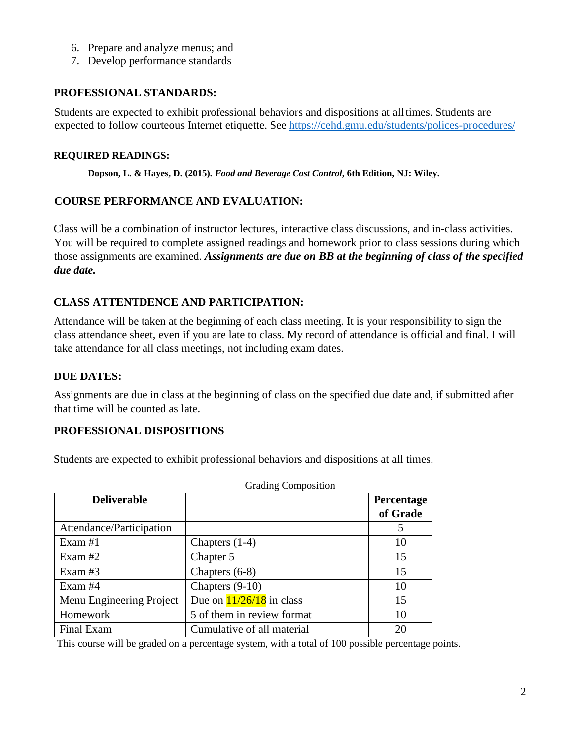6. Prepare and analyze menus; and
7. Develop performance standards

## PROFESSIONAL STANDARDS:

Students are expected to exhibit professional behaviors and dispositions at all times. Students are expected to follow courteous Internet etiquette. See https://cehd.gmu.edu/students/polices-procedures/

### REQUIRED READINGS:

**Dopson, L. & Hayes, D. (2015).** ***Food and Beverage Cost Control*****, 6th Edition, NJ: Wiley.**

## COURSE PERFORMANCE AND EVALUATION:

Class will be a combination of instructor lectures, interactive class discussions, and in-class activities. You will be required to complete assigned readings and homework prior to class sessions during which those assignments are examined. ***Assignments are due on BB at the beginning of class of the specified due date.***

## CLASS ATTENTDENCE AND PARTICIPATION:

Attendance will be taken at the beginning of each class meeting. It is your responsibility to sign the class attendance sheet, even if you are late to class. My record of attendance is official and final. I will take attendance for all class meetings, not including exam dates.

## DUE DATES:

Assignments are due in class at the beginning of class on the specified due date and, if submitted after that time will be counted as late.

## PROFESSIONAL DISPOSITIONS

Students are expected to exhibit professional behaviors and dispositions at all times.

Grading Composition

| **Deliverable** | | **Percentage of Grade** |
|---|---|---|
| Attendance/Participation | | 5 |
| Exam #1 | Chapters (1-4) | 10 |
| Exam #2 | Chapter 5 | 15 |
| Exam #3 | Chapters (6-8) | 15 |
| Exam #4 | Chapters (9-10) | 10 |
| Menu Engineering Project | Due on 11/26/18 in class | 15 |
| Homework | 5 of them in review format | 10 |
| Final Exam | Cumulative of all material | 20 |

This course will be graded on a percentage system, with a total of 100 possible percentage points.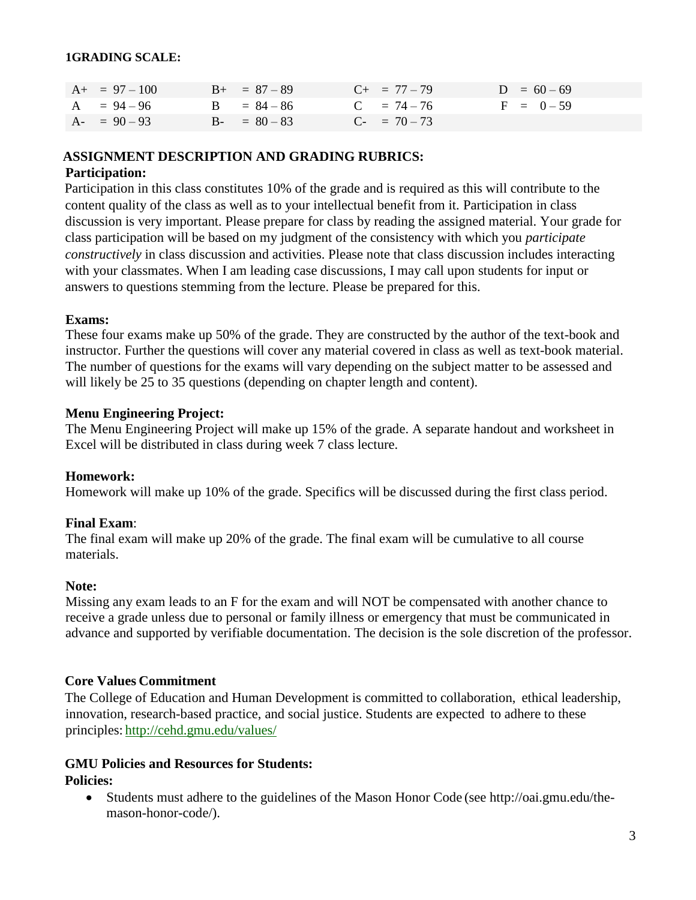**1GRADING SCALE:**

| | | | |
|---|---|---|---|
| A+ = 97 – 100 | B+ = 87 – 89 | C+ = 77 – 79 | D = 60 – 69 |
| A = 94 – 96 | B = 84 – 86 | C = 74 – 76 | F = 0 – 59 |
| A- = 90 – 93 | B- = 80 – 83 | C- = 70 – 73 | |

**ASSIGNMENT DESCRIPTION AND GRADING RUBRICS:**

**Participation:**

Participation in this class constitutes 10% of the grade and is required as this will contribute to the content quality of the class as well as to your intellectual benefit from it. Participation in class discussion is very important. Please prepare for class by reading the assigned material. Your grade for class participation will be based on my judgment of the consistency with which you *participate constructively* in class discussion and activities. Please note that class discussion includes interacting with your classmates. When I am leading case discussions, I may call upon students for input or answers to questions stemming from the lecture. Please be prepared for this.

**Exams:**

These four exams make up 50% of the grade. They are constructed by the author of the text-book and instructor. Further the questions will cover any material covered in class as well as text-book material. The number of questions for the exams will vary depending on the subject matter to be assessed and will likely be 25 to 35 questions (depending on chapter length and content).

**Menu Engineering Project:**

The Menu Engineering Project will make up 15% of the grade. A separate handout and worksheet in Excel will be distributed in class during week 7 class lecture.

**Homework:**

Homework will make up 10% of the grade. Specifics will be discussed during the first class period.

**Final Exam**:

The final exam will make up 20% of the grade. The final exam will be cumulative to all course materials.

**Note:**

Missing any exam leads to an F for the exam and will NOT be compensated with another chance to receive a grade unless due to personal or family illness or emergency that must be communicated in advance and supported by verifiable documentation. The decision is the sole discretion of the professor.

**Core Values Commitment**

The College of Education and Human Development is committed to collaboration, ethical leadership, innovation, research-based practice, and social justice. Students are expected to adhere to these principles: http://cehd.gmu.edu/values/

**GMU Policies and Resources for Students:**

**Policies:**

- Students must adhere to the guidelines of the Mason Honor Code (see http://oai.gmu.edu/the-mason-honor-code/).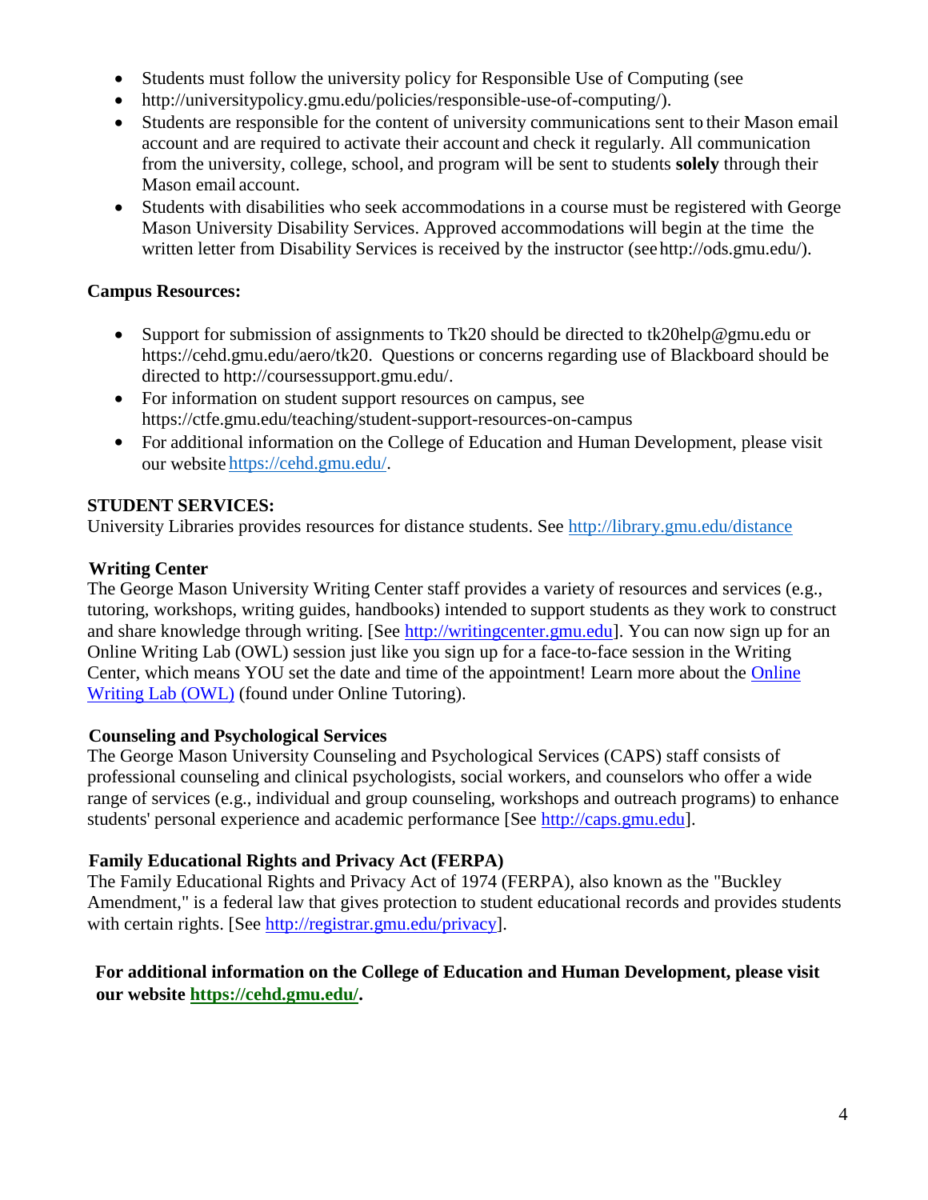- Students must follow the university policy for Responsible Use of Computing (see
- http://universitypolicy.gmu.edu/policies/responsible-use-of-computing/).
- Students are responsible for the content of university communications sent to their Mason email account and are required to activate their account and check it regularly. All communication from the university, college, school, and program will be sent to students **solely** through their Mason email account.
- Students with disabilities who seek accommodations in a course must be registered with George Mason University Disability Services. Approved accommodations will begin at the time the written letter from Disability Services is received by the instructor (see http://ods.gmu.edu/).

**Campus Resources:**

- Support for submission of assignments to Tk20 should be directed to tk20help@gmu.edu or https://cehd.gmu.edu/aero/tk20. Questions or concerns regarding use of Blackboard should be directed to http://coursessupport.gmu.edu/.
- For information on student support resources on campus, see https://ctfe.gmu.edu/teaching/student-support-resources-on-campus
- For additional information on the College of Education and Human Development, please visit our website [https://cehd.gmu.edu/](https://cehd.gmu.edu/).

**STUDENT SERVICES:**

University Libraries provides resources for distance students. See [http://library.gmu.edu/distance](http://library.gmu.edu/distance)

**Writing Center**

The George Mason University Writing Center staff provides a variety of resources and services (e.g., tutoring, workshops, writing guides, handbooks) intended to support students as they work to construct and share knowledge through writing. [See [http://writingcenter.gmu.edu](http://writingcenter.gmu.edu)]. You can now sign up for an Online Writing Lab (OWL) session just like you sign up for a face-to-face session in the Writing Center, which means YOU set the date and time of the appointment! Learn more about the Online Writing Lab (OWL) (found under Online Tutoring).

**Counseling and Psychological Services**

The George Mason University Counseling and Psychological Services (CAPS) staff consists of professional counseling and clinical psychologists, social workers, and counselors who offer a wide range of services (e.g., individual and group counseling, workshops and outreach programs) to enhance students' personal experience and academic performance [See [http://caps.gmu.edu](http://caps.gmu.edu)].

**Family Educational Rights and Privacy Act (FERPA)**

The Family Educational Rights and Privacy Act of 1974 (FERPA), also known as the "Buckley Amendment," is a federal law that gives protection to student educational records and provides students with certain rights. [See [http://registrar.gmu.edu/privacy](http://registrar.gmu.edu/privacy)].

**For additional information on the College of Education and Human Development, please visit our website [https://cehd.gmu.edu/](https://cehd.gmu.edu/).**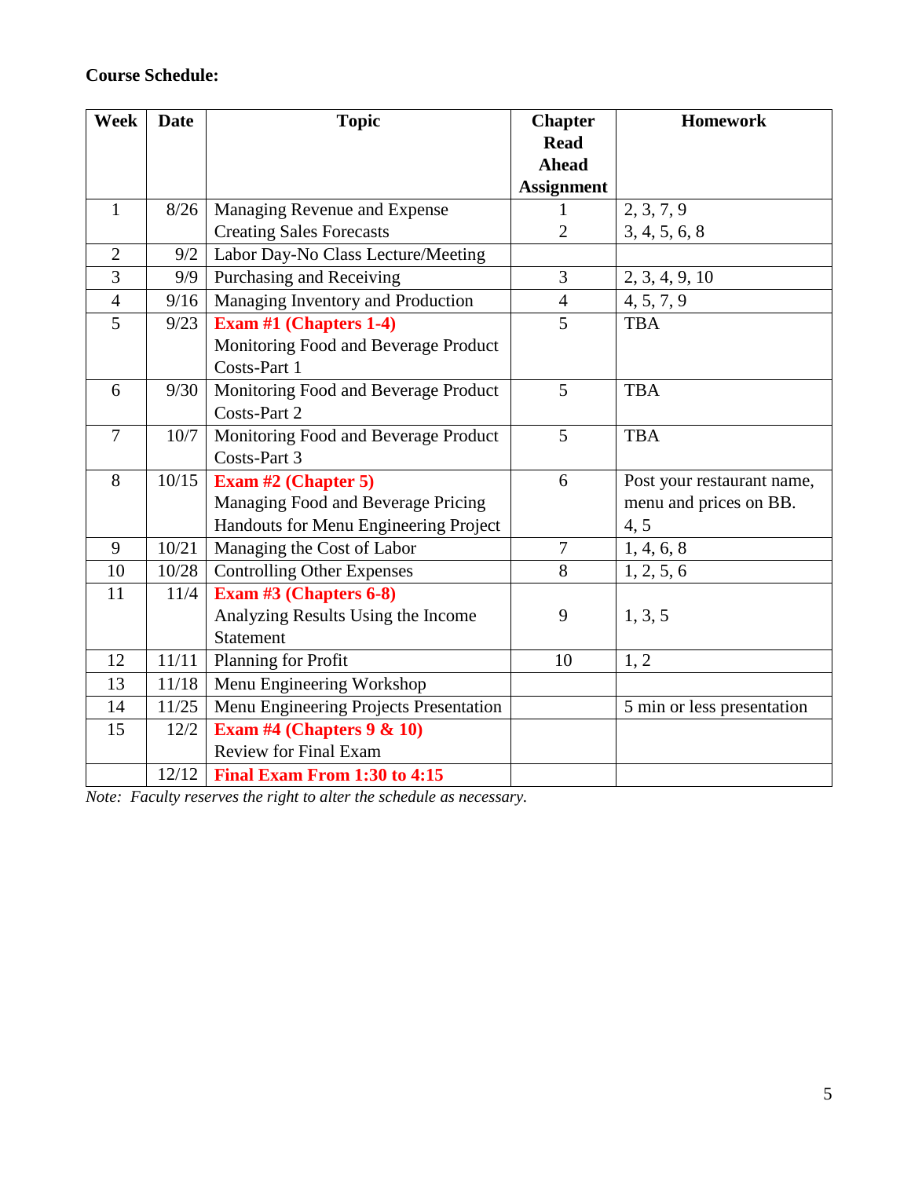**Course Schedule:**

| Week | Date | Topic | Chapter Read Ahead Assignment | Homework |
|---|---|---|---|---|
| 1 | 8/26 | Managing Revenue and Expense<br>Creating Sales Forecasts | 1<br>2 | 2, 3, 7, 9<br>3, 4, 5, 6, 8 |
| 2 | 9/2 | Labor Day-No Class Lecture/Meeting | | |
| 3 | 9/9 | Purchasing and Receiving | 3 | 2, 3, 4, 9, 10 |
| 4 | 9/16 | Managing Inventory and Production | 4 | 4, 5, 7, 9 |
| 5 | 9/23 | **Exam #1 (Chapters 1-4)**<br>Monitoring Food and Beverage Product Costs-Part 1 | 5 | TBA |
| 6 | 9/30 | Monitoring Food and Beverage Product Costs-Part 2 | 5 | TBA |
| 7 | 10/7 | Monitoring Food and Beverage Product Costs-Part 3 | 5 | TBA |
| 8 | 10/15 | **Exam #2 (Chapter 5)**<br>Managing Food and Beverage Pricing<br>Handouts for Menu Engineering Project | 6 | Post your restaurant name, menu and prices on BB.<br>4, 5 |
| 9 | 10/21 | Managing the Cost of Labor | 7 | 1, 4, 6, 8 |
| 10 | 10/28 | Controlling Other Expenses | 8 | 1, 2, 5, 6 |
| 11 | 11/4 | **Exam #3 (Chapters 6-8)**<br>Analyzing Results Using the Income Statement | 9 | 1, 3, 5 |
| 12 | 11/11 | Planning for Profit | 10 | 1, 2 |
| 13 | 11/18 | Menu Engineering Workshop | | |
| 14 | 11/25 | Menu Engineering Projects Presentation | | 5 min or less presentation |
| 15 | 12/2 | **Exam #4 (Chapters 9 & 10)**<br>Review for Final Exam | | |
| | 12/12 | **Final Exam From 1:30 to 4:15** | | |

*Note: Faculty reserves the right to alter the schedule as necessary.*